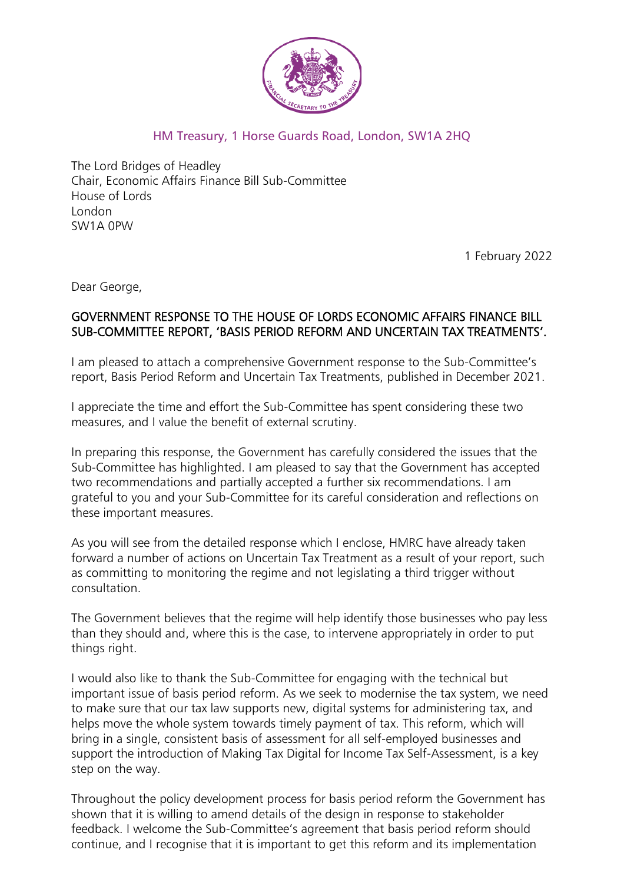HM Treasury, 1 Horse Guards Road, London, SW1A 2HQ

The Lord Bridges of Headley
Chair, Economic Affairs Finance Bill Sub-Committee
House of Lords
London
SW1A 0PW

1 February 2022

Dear George,

**GOVERNMENT RESPONSE TO THE HOUSE OF LORDS ECONOMIC AFFAIRS FINANCE BILL SUB-COMMITTEE REPORT, 'BASIS PERIOD REFORM AND UNCERTAIN TAX TREATMENTS'.**

I am pleased to attach a comprehensive Government response to the Sub-Committee's report, Basis Period Reform and Uncertain Tax Treatments, published in December 2021.

I appreciate the time and effort the Sub-Committee has spent considering these two measures, and I value the benefit of external scrutiny.

In preparing this response, the Government has carefully considered the issues that the Sub-Committee has highlighted. I am pleased to say that the Government has accepted two recommendations and partially accepted a further six recommendations. I am grateful to you and your Sub-Committee for its careful consideration and reflections on these important measures.

As you will see from the detailed response which I enclose, HMRC have already taken forward a number of actions on Uncertain Tax Treatment as a result of your report, such as committing to monitoring the regime and not legislating a third trigger without consultation.

The Government believes that the regime will help identify those businesses who pay less than they should and, where this is the case, to intervene appropriately in order to put things right.

I would also like to thank the Sub-Committee for engaging with the technical but important issue of basis period reform. As we seek to modernise the tax system, we need to make sure that our tax law supports new, digital systems for administering tax, and helps move the whole system towards timely payment of tax. This reform, which will bring in a single, consistent basis of assessment for all self-employed businesses and support the introduction of Making Tax Digital for Income Tax Self-Assessment, is a key step on the way.

Throughout the policy development process for basis period reform the Government has shown that it is willing to amend details of the design in response to stakeholder feedback. I welcome the Sub-Committee's agreement that basis period reform should continue, and I recognise that it is important to get this reform and its implementation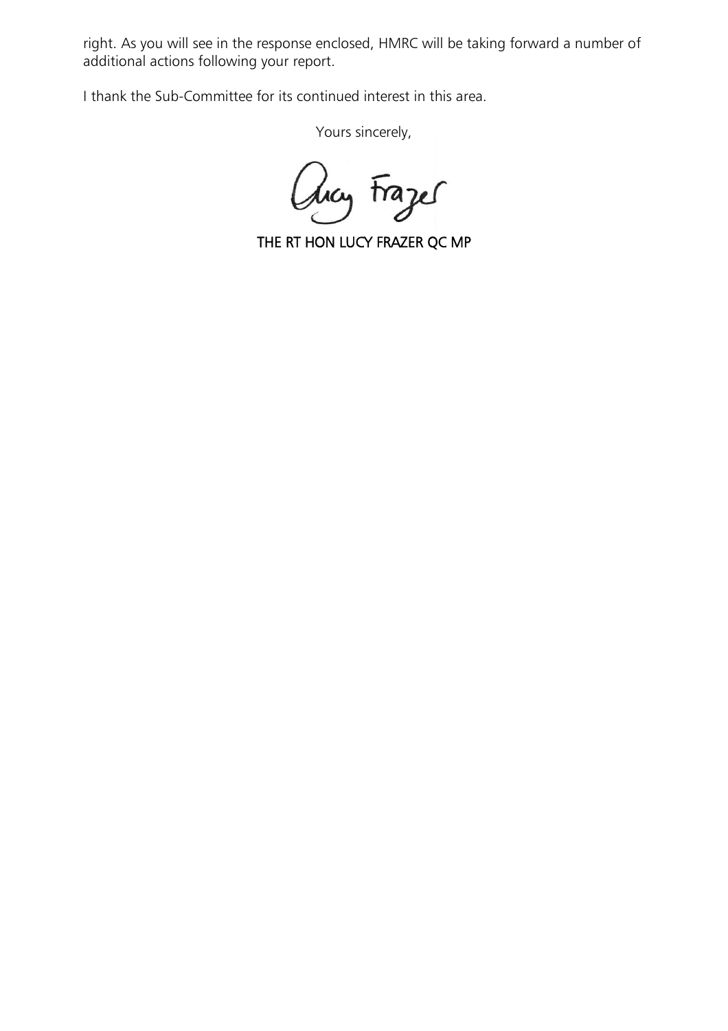right. As you will see in the response enclosed, HMRC will be taking forward a number of additional actions following your report.

I thank the Sub-Committee for its continued interest in this area.

Yours sincerely,

Lucy Frazer

**THE RT HON LUCY FRAZER QC MP**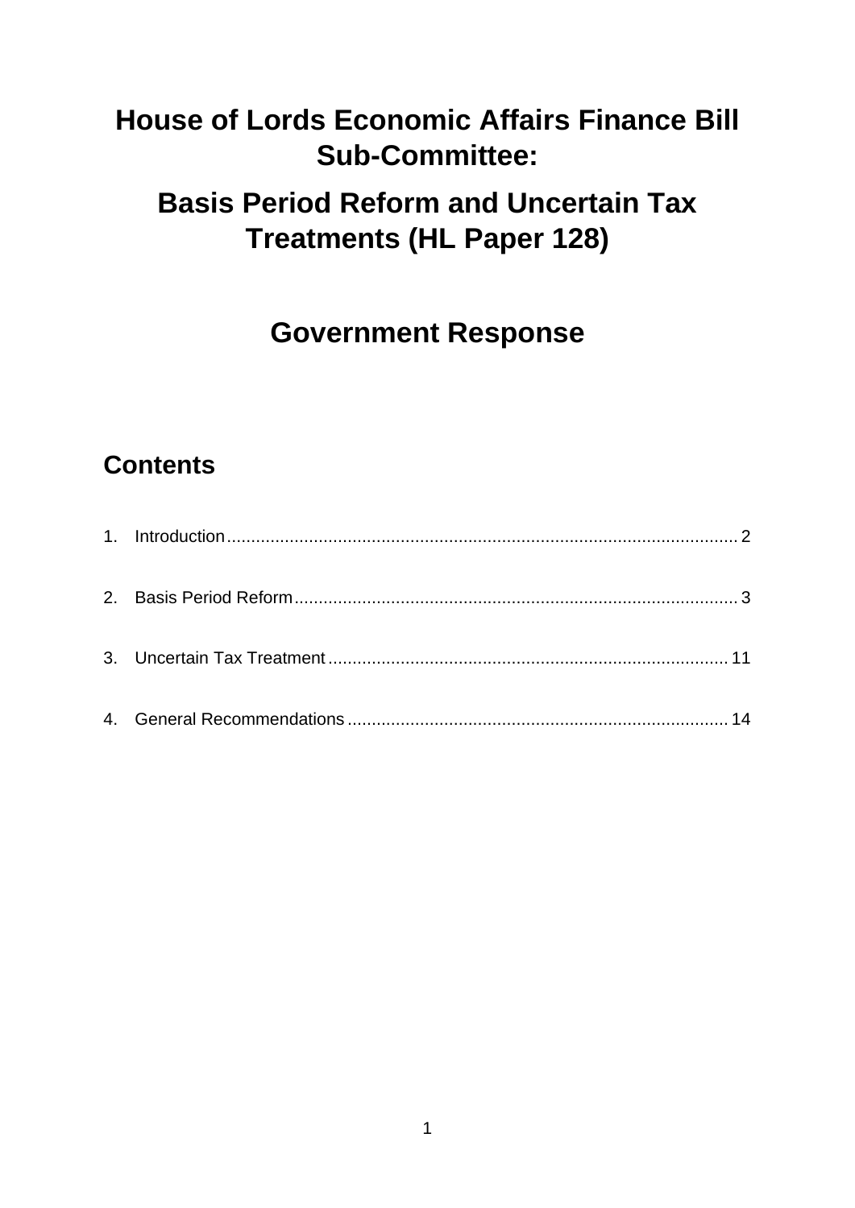# House of Lords Economic Affairs Finance Bill Sub-Committee:

# Basis Period Reform and Uncertain Tax Treatments (HL Paper 128)

# Government Response

## Contents

1. Introduction .......... 2
2. Basis Period Reform .......... 3
3. Uncertain Tax Treatment .......... 11
4. General Recommendations .......... 14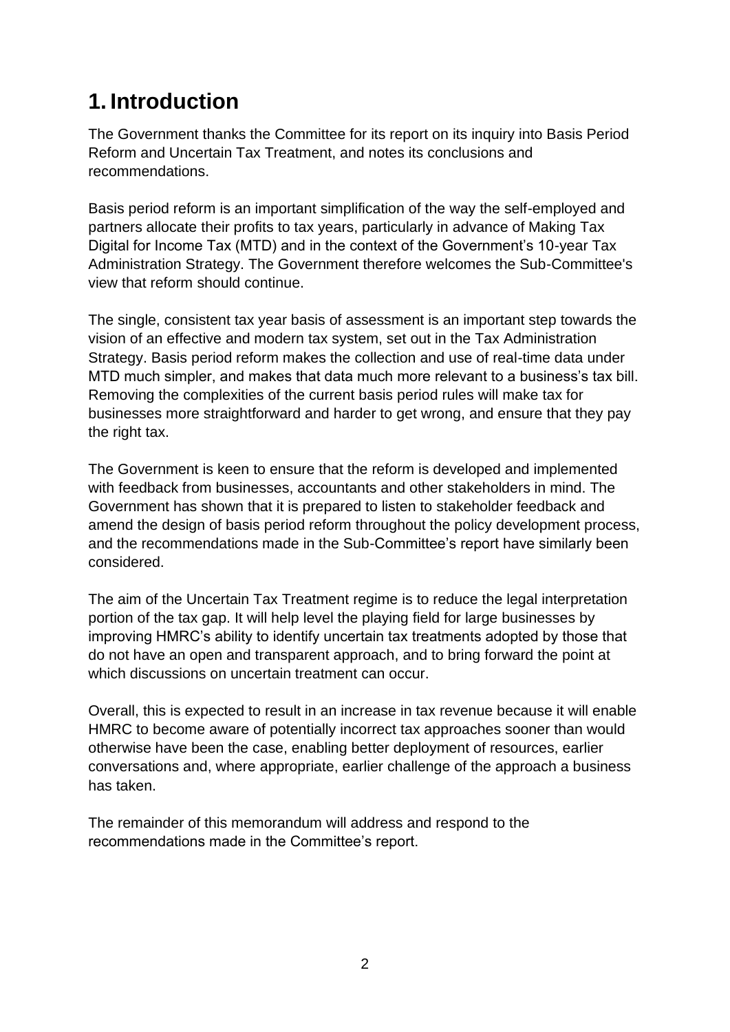# 1. Introduction

The Government thanks the Committee for its report on its inquiry into Basis Period Reform and Uncertain Tax Treatment, and notes its conclusions and recommendations.

Basis period reform is an important simplification of the way the self-employed and partners allocate their profits to tax years, particularly in advance of Making Tax Digital for Income Tax (MTD) and in the context of the Government's 10-year Tax Administration Strategy. The Government therefore welcomes the Sub-Committee's view that reform should continue.

The single, consistent tax year basis of assessment is an important step towards the vision of an effective and modern tax system, set out in the Tax Administration Strategy. Basis period reform makes the collection and use of real-time data under MTD much simpler, and makes that data much more relevant to a business's tax bill. Removing the complexities of the current basis period rules will make tax for businesses more straightforward and harder to get wrong, and ensure that they pay the right tax.

The Government is keen to ensure that the reform is developed and implemented with feedback from businesses, accountants and other stakeholders in mind. The Government has shown that it is prepared to listen to stakeholder feedback and amend the design of basis period reform throughout the policy development process, and the recommendations made in the Sub-Committee's report have similarly been considered.

The aim of the Uncertain Tax Treatment regime is to reduce the legal interpretation portion of the tax gap. It will help level the playing field for large businesses by improving HMRC's ability to identify uncertain tax treatments adopted by those that do not have an open and transparent approach, and to bring forward the point at which discussions on uncertain treatment can occur.

Overall, this is expected to result in an increase in tax revenue because it will enable HMRC to become aware of potentially incorrect tax approaches sooner than would otherwise have been the case, enabling better deployment of resources, earlier conversations and, where appropriate, earlier challenge of the approach a business has taken.

The remainder of this memorandum will address and respond to the recommendations made in the Committee's report.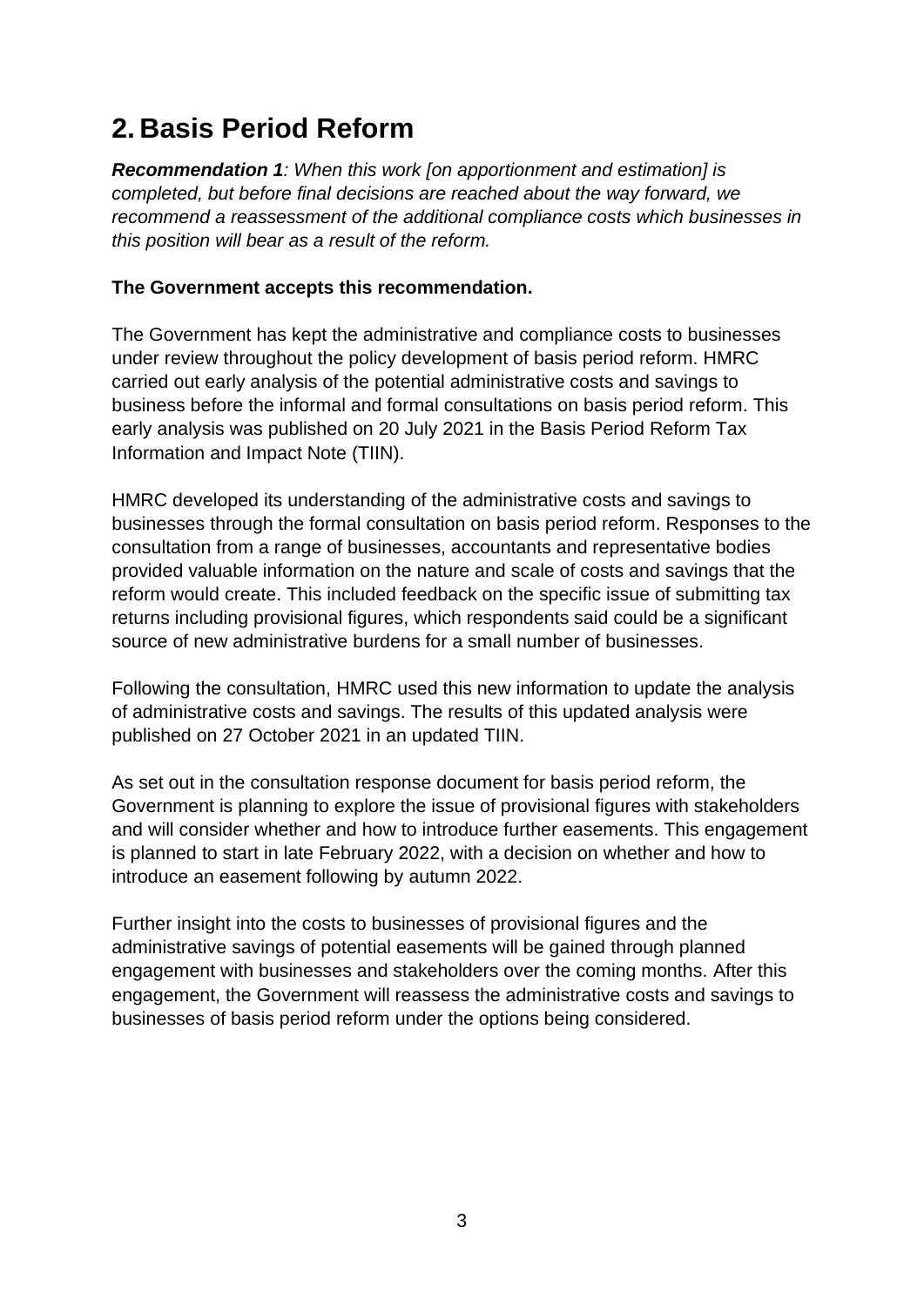# 2. Basis Period Reform

***Recommendation 1**: When this work [on apportionment and estimation] is completed, but before final decisions are reached about the way forward, we recommend a reassessment of the additional compliance costs which businesses in this position will bear as a result of the reform.*

**The Government accepts this recommendation.**

The Government has kept the administrative and compliance costs to businesses under review throughout the policy development of basis period reform. HMRC carried out early analysis of the potential administrative costs and savings to business before the informal and formal consultations on basis period reform. This early analysis was published on 20 July 2021 in the Basis Period Reform Tax Information and Impact Note (TIIN).

HMRC developed its understanding of the administrative costs and savings to businesses through the formal consultation on basis period reform. Responses to the consultation from a range of businesses, accountants and representative bodies provided valuable information on the nature and scale of costs and savings that the reform would create. This included feedback on the specific issue of submitting tax returns including provisional figures, which respondents said could be a significant source of new administrative burdens for a small number of businesses.

Following the consultation, HMRC used this new information to update the analysis of administrative costs and savings. The results of this updated analysis were published on 27 October 2021 in an updated TIIN.

As set out in the consultation response document for basis period reform, the Government is planning to explore the issue of provisional figures with stakeholders and will consider whether and how to introduce further easements. This engagement is planned to start in late February 2022, with a decision on whether and how to introduce an easement following by autumn 2022.

Further insight into the costs to businesses of provisional figures and the administrative savings of potential easements will be gained through planned engagement with businesses and stakeholders over the coming months. After this engagement, the Government will reassess the administrative costs and savings to businesses of basis period reform under the options being considered.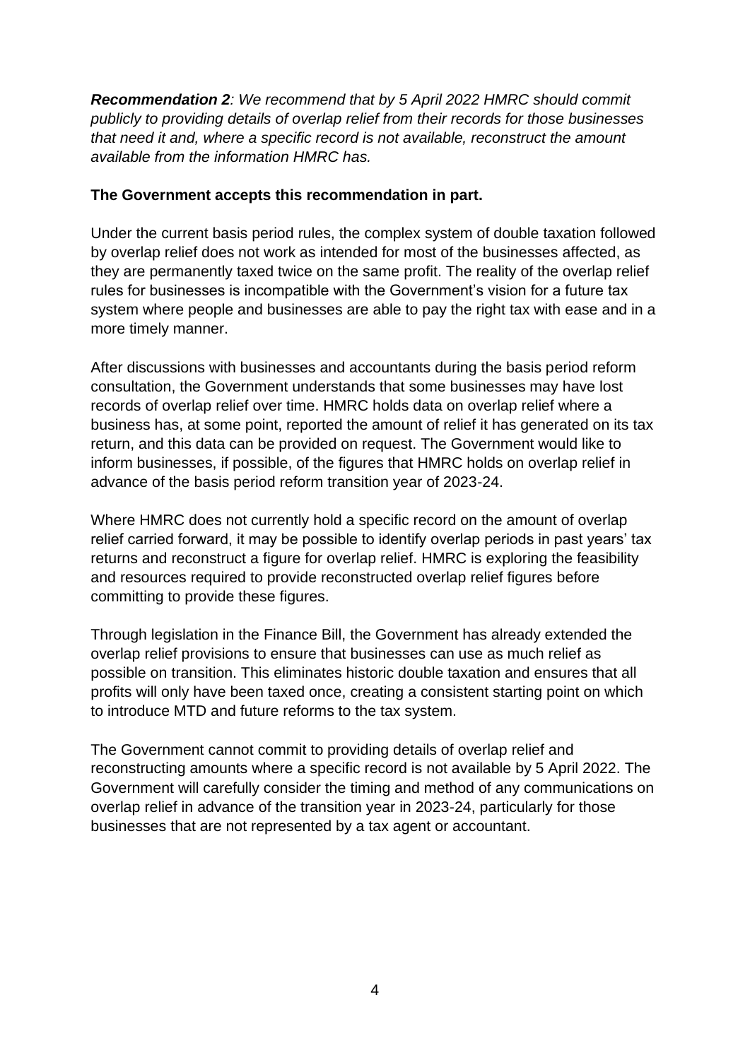***Recommendation 2**: We recommend that by 5 April 2022 HMRC should commit publicly to providing details of overlap relief from their records for those businesses that need it and, where a specific record is not available, reconstruct the amount available from the information HMRC has.*

**The Government accepts this recommendation in part.**

Under the current basis period rules, the complex system of double taxation followed by overlap relief does not work as intended for most of the businesses affected, as they are permanently taxed twice on the same profit. The reality of the overlap relief rules for businesses is incompatible with the Government's vision for a future tax system where people and businesses are able to pay the right tax with ease and in a more timely manner.

After discussions with businesses and accountants during the basis period reform consultation, the Government understands that some businesses may have lost records of overlap relief over time. HMRC holds data on overlap relief where a business has, at some point, reported the amount of relief it has generated on its tax return, and this data can be provided on request. The Government would like to inform businesses, if possible, of the figures that HMRC holds on overlap relief in advance of the basis period reform transition year of 2023-24.

Where HMRC does not currently hold a specific record on the amount of overlap relief carried forward, it may be possible to identify overlap periods in past years' tax returns and reconstruct a figure for overlap relief. HMRC is exploring the feasibility and resources required to provide reconstructed overlap relief figures before committing to provide these figures.

Through legislation in the Finance Bill, the Government has already extended the overlap relief provisions to ensure that businesses can use as much relief as possible on transition. This eliminates historic double taxation and ensures that all profits will only have been taxed once, creating a consistent starting point on which to introduce MTD and future reforms to the tax system.

The Government cannot commit to providing details of overlap relief and reconstructing amounts where a specific record is not available by 5 April 2022. The Government will carefully consider the timing and method of any communications on overlap relief in advance of the transition year in 2023-24, particularly for those businesses that are not represented by a tax agent or accountant.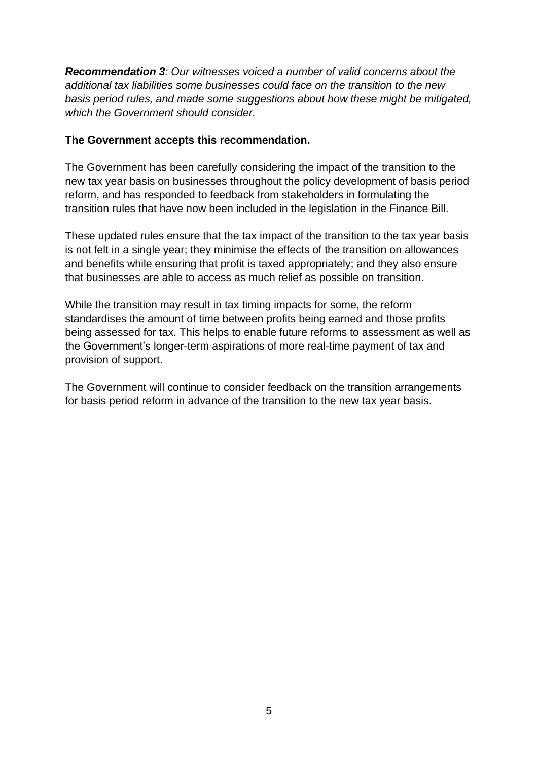***Recommendation 3**: Our witnesses voiced a number of valid concerns about the additional tax liabilities some businesses could face on the transition to the new basis period rules, and made some suggestions about how these might be mitigated, which the Government should consider.*

**The Government accepts this recommendation.**

The Government has been carefully considering the impact of the transition to the new tax year basis on businesses throughout the policy development of basis period reform, and has responded to feedback from stakeholders in formulating the transition rules that have now been included in the legislation in the Finance Bill.

These updated rules ensure that the tax impact of the transition to the tax year basis is not felt in a single year; they minimise the effects of the transition on allowances and benefits while ensuring that profit is taxed appropriately; and they also ensure that businesses are able to access as much relief as possible on transition.

While the transition may result in tax timing impacts for some, the reform standardises the amount of time between profits being earned and those profits being assessed for tax. This helps to enable future reforms to assessment as well as the Government's longer-term aspirations of more real-time payment of tax and provision of support.

The Government will continue to consider feedback on the transition arrangements for basis period reform in advance of the transition to the new tax year basis.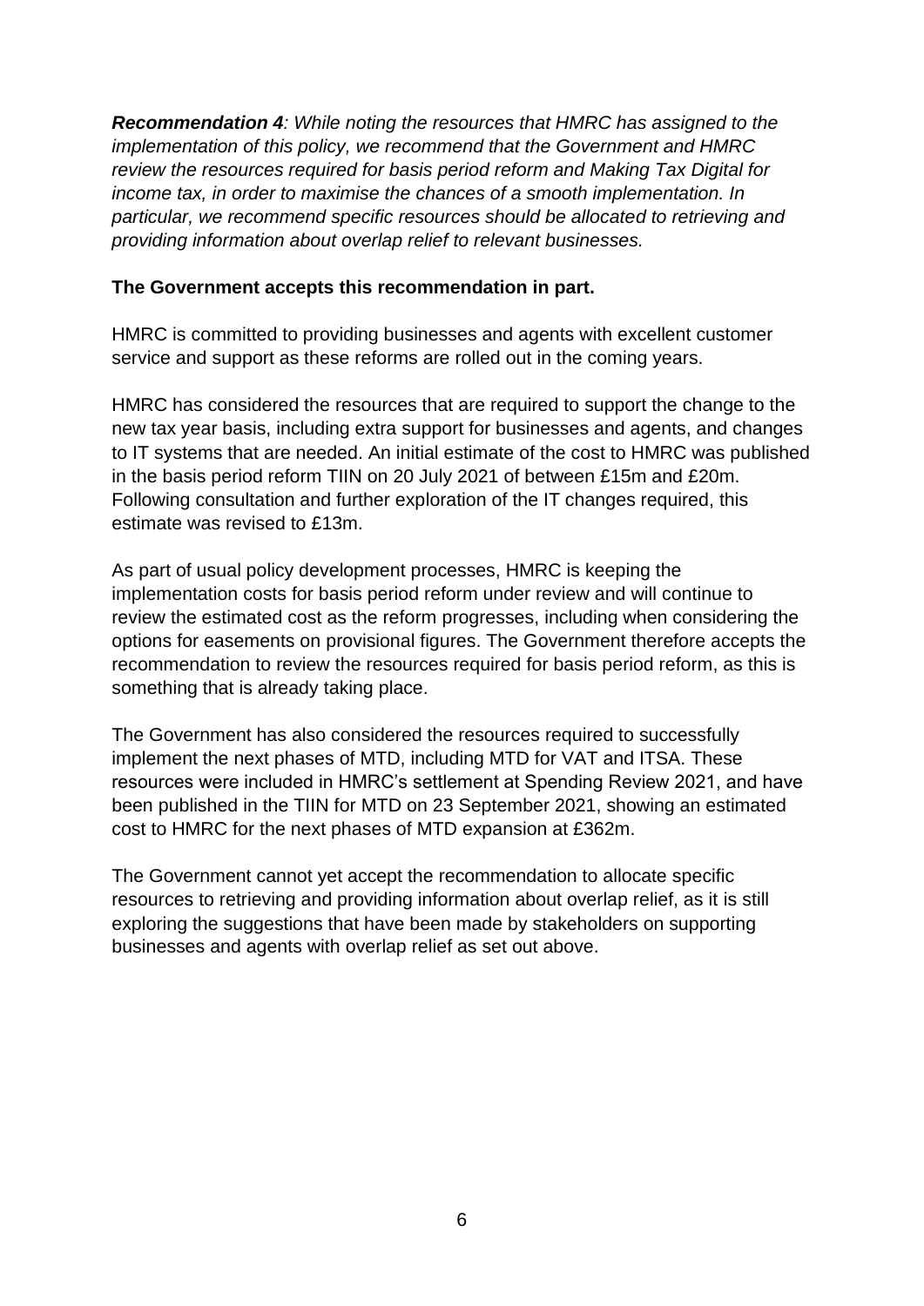***Recommendation 4****: While noting the resources that HMRC has assigned to the implementation of this policy, we recommend that the Government and HMRC review the resources required for basis period reform and Making Tax Digital for income tax, in order to maximise the chances of a smooth implementation. In particular, we recommend specific resources should be allocated to retrieving and providing information about overlap relief to relevant businesses.*

**The Government accepts this recommendation in part.**

HMRC is committed to providing businesses and agents with excellent customer service and support as these reforms are rolled out in the coming years.

HMRC has considered the resources that are required to support the change to the new tax year basis, including extra support for businesses and agents, and changes to IT systems that are needed. An initial estimate of the cost to HMRC was published in the basis period reform TIIN on 20 July 2021 of between £15m and £20m. Following consultation and further exploration of the IT changes required, this estimate was revised to £13m.

As part of usual policy development processes, HMRC is keeping the implementation costs for basis period reform under review and will continue to review the estimated cost as the reform progresses, including when considering the options for easements on provisional figures. The Government therefore accepts the recommendation to review the resources required for basis period reform, as this is something that is already taking place.

The Government has also considered the resources required to successfully implement the next phases of MTD, including MTD for VAT and ITSA. These resources were included in HMRC's settlement at Spending Review 2021, and have been published in the TIIN for MTD on 23 September 2021, showing an estimated cost to HMRC for the next phases of MTD expansion at £362m.

The Government cannot yet accept the recommendation to allocate specific resources to retrieving and providing information about overlap relief, as it is still exploring the suggestions that have been made by stakeholders on supporting businesses and agents with overlap relief as set out above.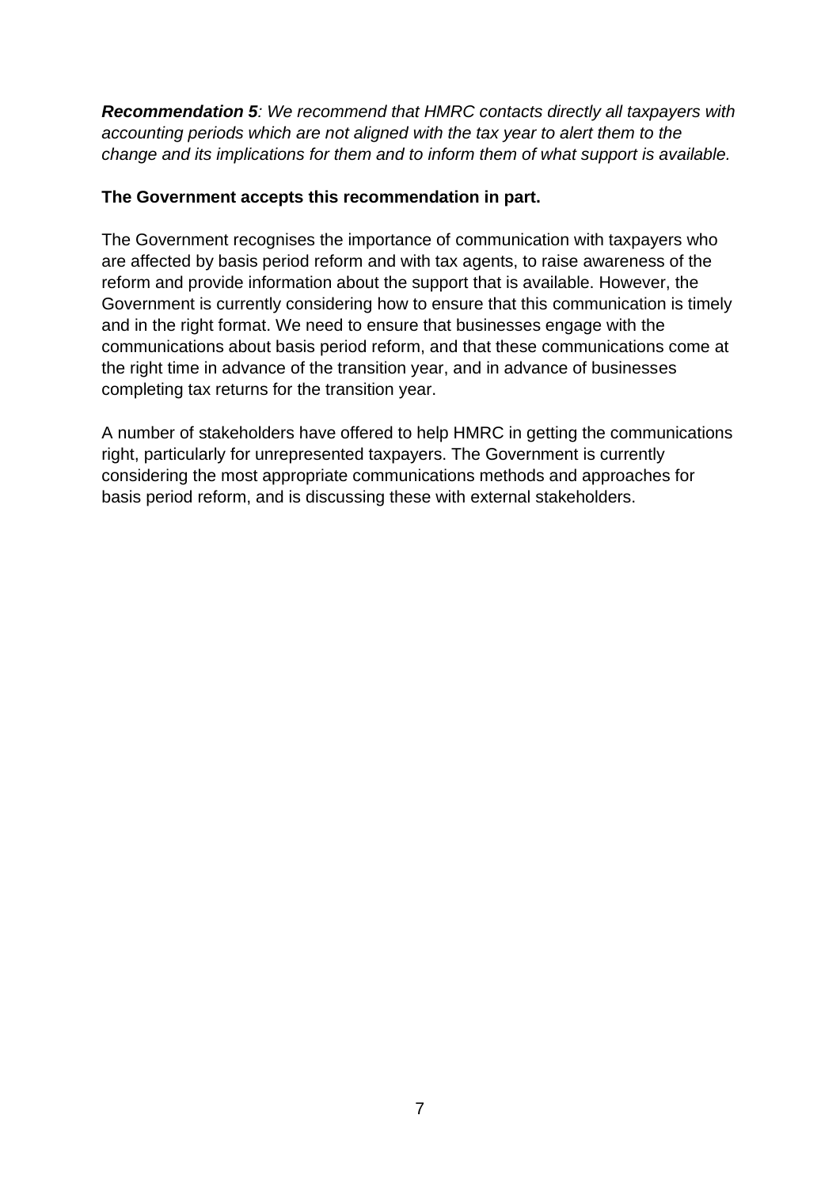***Recommendation 5****: We recommend that HMRC contacts directly all taxpayers with accounting periods which are not aligned with the tax year to alert them to the change and its implications for them and to inform them of what support is available.*

**The Government accepts this recommendation in part.**

The Government recognises the importance of communication with taxpayers who are affected by basis period reform and with tax agents, to raise awareness of the reform and provide information about the support that is available. However, the Government is currently considering how to ensure that this communication is timely and in the right format. We need to ensure that businesses engage with the communications about basis period reform, and that these communications come at the right time in advance of the transition year, and in advance of businesses completing tax returns for the transition year.

A number of stakeholders have offered to help HMRC in getting the communications right, particularly for unrepresented taxpayers. The Government is currently considering the most appropriate communications methods and approaches for basis period reform, and is discussing these with external stakeholders.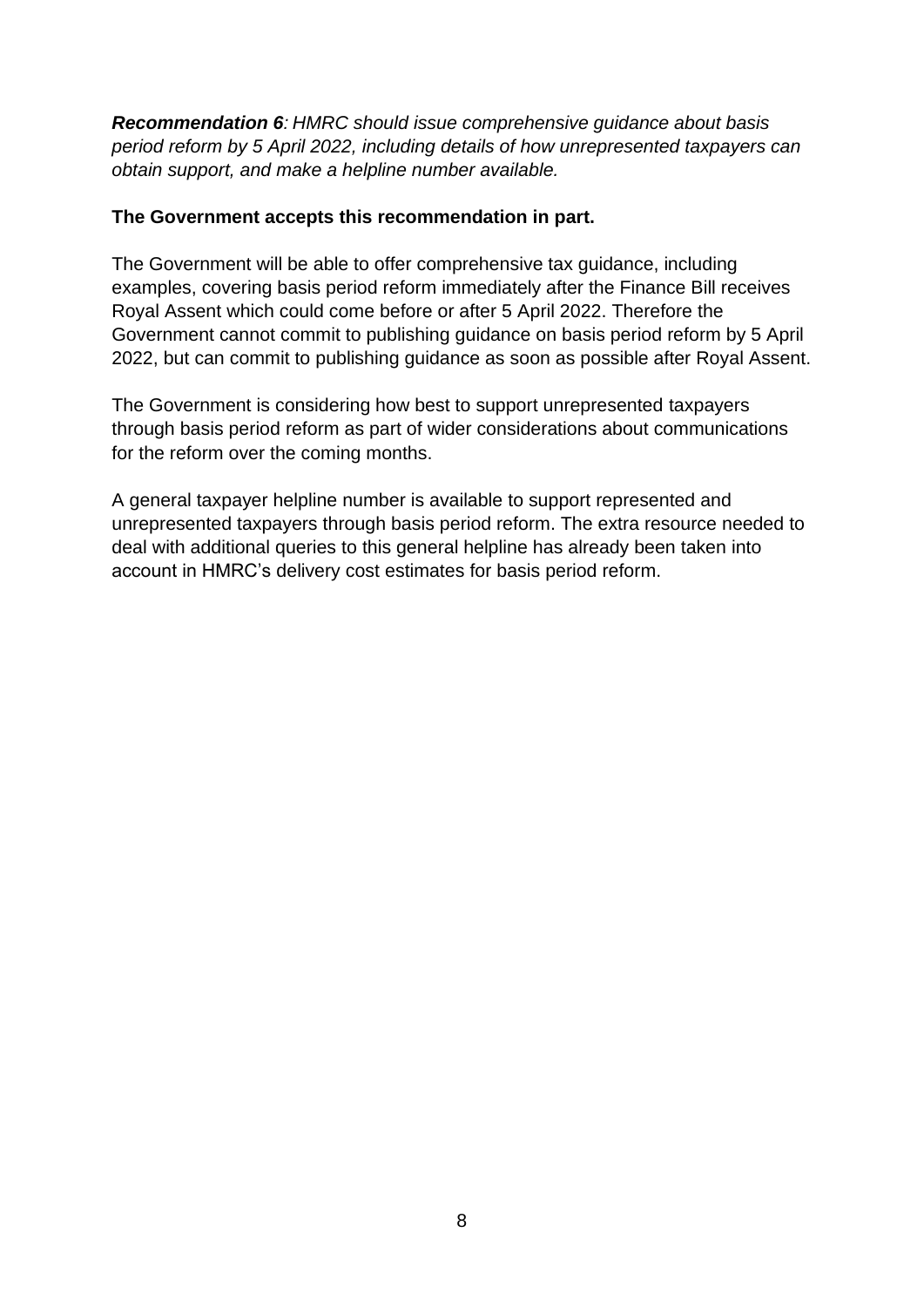***Recommendation 6**: HMRC should issue comprehensive guidance about basis period reform by 5 April 2022, including details of how unrepresented taxpayers can obtain support, and make a helpline number available.*

**The Government accepts this recommendation in part.**

The Government will be able to offer comprehensive tax guidance, including examples, covering basis period reform immediately after the Finance Bill receives Royal Assent which could come before or after 5 April 2022. Therefore the Government cannot commit to publishing guidance on basis period reform by 5 April 2022, but can commit to publishing guidance as soon as possible after Royal Assent.

The Government is considering how best to support unrepresented taxpayers through basis period reform as part of wider considerations about communications for the reform over the coming months.

A general taxpayer helpline number is available to support represented and unrepresented taxpayers through basis period reform. The extra resource needed to deal with additional queries to this general helpline has already been taken into account in HMRC's delivery cost estimates for basis period reform.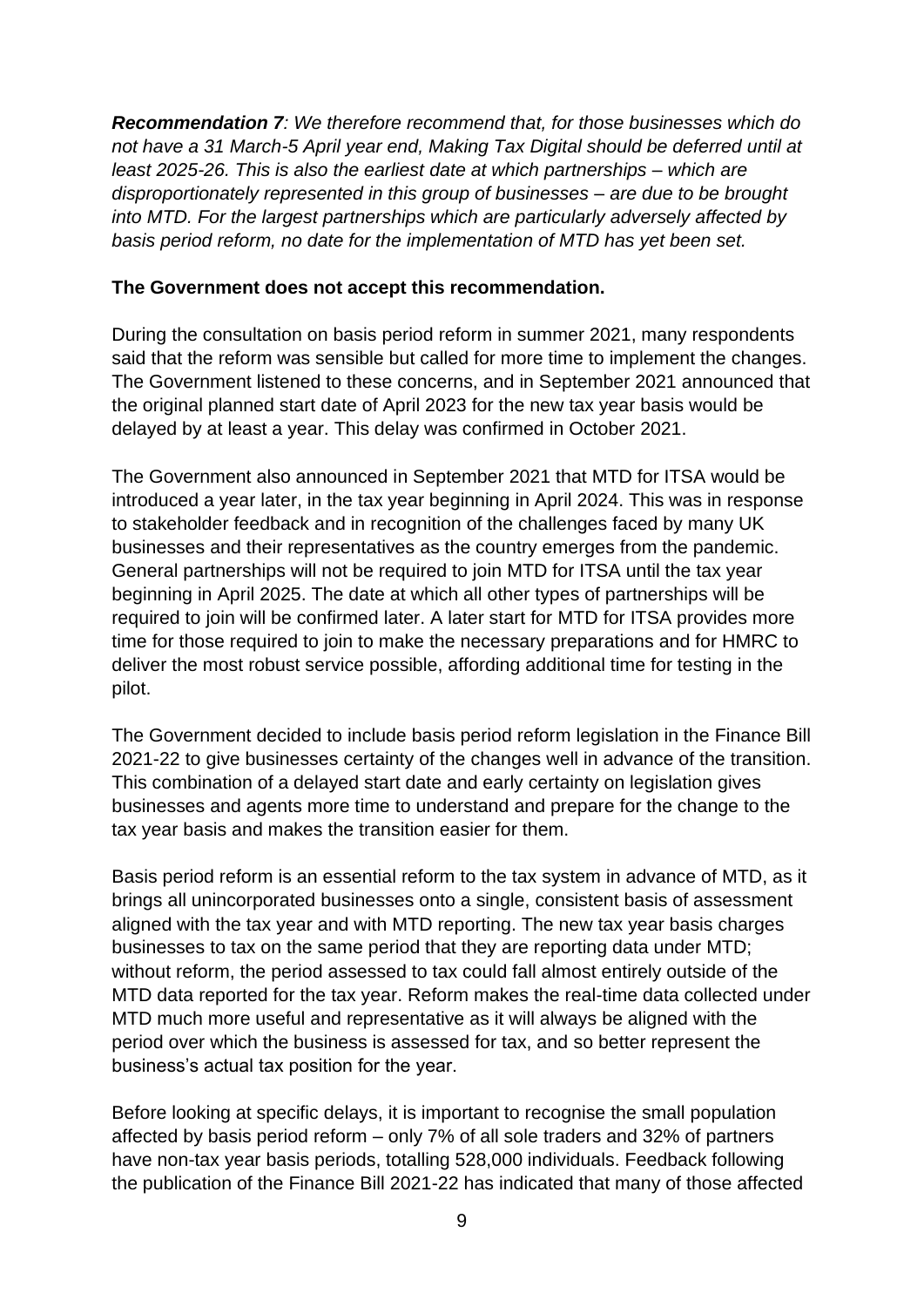***Recommendation 7****: We therefore recommend that, for those businesses which do not have a 31 March-5 April year end, Making Tax Digital should be deferred until at least 2025-26. This is also the earliest date at which partnerships – which are disproportionately represented in this group of businesses – are due to be brought into MTD. For the largest partnerships which are particularly adversely affected by basis period reform, no date for the implementation of MTD has yet been set.*

**The Government does not accept this recommendation.**

During the consultation on basis period reform in summer 2021, many respondents said that the reform was sensible but called for more time to implement the changes. The Government listened to these concerns, and in September 2021 announced that the original planned start date of April 2023 for the new tax year basis would be delayed by at least a year. This delay was confirmed in October 2021.

The Government also announced in September 2021 that MTD for ITSA would be introduced a year later, in the tax year beginning in April 2024. This was in response to stakeholder feedback and in recognition of the challenges faced by many UK businesses and their representatives as the country emerges from the pandemic. General partnerships will not be required to join MTD for ITSA until the tax year beginning in April 2025. The date at which all other types of partnerships will be required to join will be confirmed later. A later start for MTD for ITSA provides more time for those required to join to make the necessary preparations and for HMRC to deliver the most robust service possible, affording additional time for testing in the pilot.

The Government decided to include basis period reform legislation in the Finance Bill 2021-22 to give businesses certainty of the changes well in advance of the transition. This combination of a delayed start date and early certainty on legislation gives businesses and agents more time to understand and prepare for the change to the tax year basis and makes the transition easier for them.

Basis period reform is an essential reform to the tax system in advance of MTD, as it brings all unincorporated businesses onto a single, consistent basis of assessment aligned with the tax year and with MTD reporting. The new tax year basis charges businesses to tax on the same period that they are reporting data under MTD; without reform, the period assessed to tax could fall almost entirely outside of the MTD data reported for the tax year. Reform makes the real-time data collected under MTD much more useful and representative as it will always be aligned with the period over which the business is assessed for tax, and so better represent the business's actual tax position for the year.

Before looking at specific delays, it is important to recognise the small population affected by basis period reform – only 7% of all sole traders and 32% of partners have non-tax year basis periods, totalling 528,000 individuals. Feedback following the publication of the Finance Bill 2021-22 has indicated that many of those affected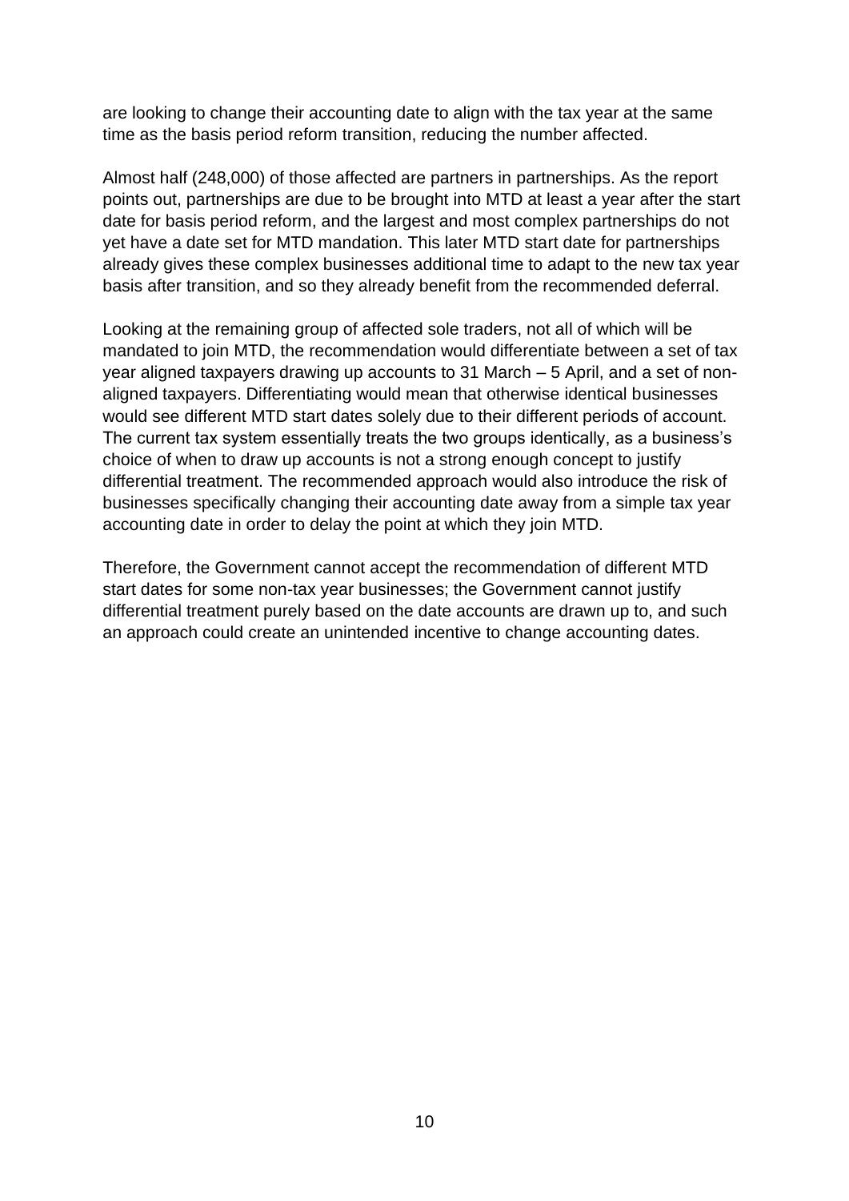are looking to change their accounting date to align with the tax year at the same time as the basis period reform transition, reducing the number affected.

Almost half (248,000) of those affected are partners in partnerships. As the report points out, partnerships are due to be brought into MTD at least a year after the start date for basis period reform, and the largest and most complex partnerships do not yet have a date set for MTD mandation. This later MTD start date for partnerships already gives these complex businesses additional time to adapt to the new tax year basis after transition, and so they already benefit from the recommended deferral.

Looking at the remaining group of affected sole traders, not all of which will be mandated to join MTD, the recommendation would differentiate between a set of tax year aligned taxpayers drawing up accounts to 31 March – 5 April, and a set of non-aligned taxpayers. Differentiating would mean that otherwise identical businesses would see different MTD start dates solely due to their different periods of account. The current tax system essentially treats the two groups identically, as a business's choice of when to draw up accounts is not a strong enough concept to justify differential treatment. The recommended approach would also introduce the risk of businesses specifically changing their accounting date away from a simple tax year accounting date in order to delay the point at which they join MTD.

Therefore, the Government cannot accept the recommendation of different MTD start dates for some non-tax year businesses; the Government cannot justify differential treatment purely based on the date accounts are drawn up to, and such an approach could create an unintended incentive to change accounting dates.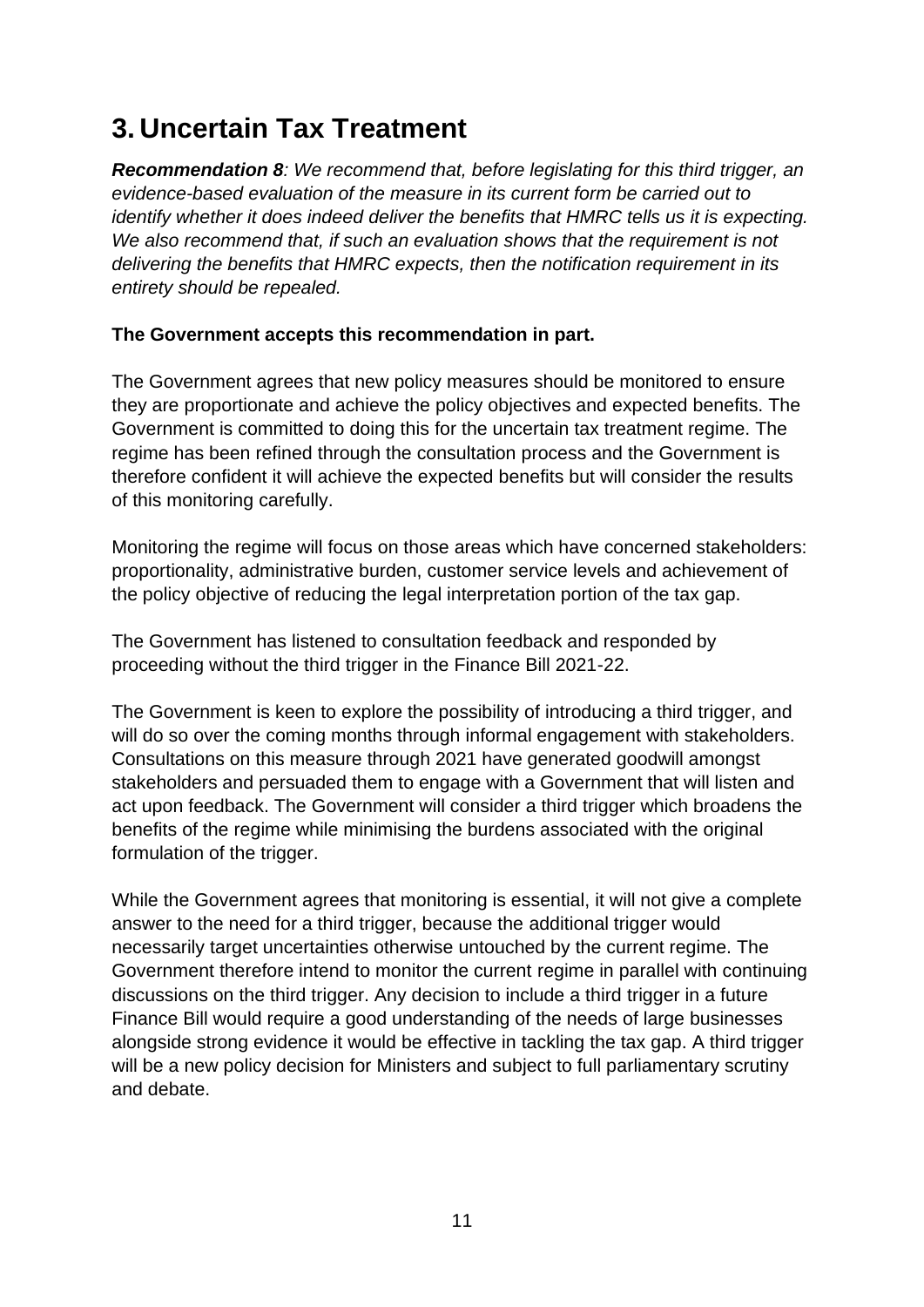# 3. Uncertain Tax Treatment

***Recommendation 8****: We recommend that, before legislating for this third trigger, an evidence-based evaluation of the measure in its current form be carried out to identify whether it does indeed deliver the benefits that HMRC tells us it is expecting. We also recommend that, if such an evaluation shows that the requirement is not delivering the benefits that HMRC expects, then the notification requirement in its entirety should be repealed.*

**The Government accepts this recommendation in part.**

The Government agrees that new policy measures should be monitored to ensure they are proportionate and achieve the policy objectives and expected benefits. The Government is committed to doing this for the uncertain tax treatment regime. The regime has been refined through the consultation process and the Government is therefore confident it will achieve the expected benefits but will consider the results of this monitoring carefully.

Monitoring the regime will focus on those areas which have concerned stakeholders: proportionality, administrative burden, customer service levels and achievement of the policy objective of reducing the legal interpretation portion of the tax gap.

The Government has listened to consultation feedback and responded by proceeding without the third trigger in the Finance Bill 2021-22.

The Government is keen to explore the possibility of introducing a third trigger, and will do so over the coming months through informal engagement with stakeholders. Consultations on this measure through 2021 have generated goodwill amongst stakeholders and persuaded them to engage with a Government that will listen and act upon feedback. The Government will consider a third trigger which broadens the benefits of the regime while minimising the burdens associated with the original formulation of the trigger.

While the Government agrees that monitoring is essential, it will not give a complete answer to the need for a third trigger, because the additional trigger would necessarily target uncertainties otherwise untouched by the current regime. The Government therefore intend to monitor the current regime in parallel with continuing discussions on the third trigger. Any decision to include a third trigger in a future Finance Bill would require a good understanding of the needs of large businesses alongside strong evidence it would be effective in tackling the tax gap. A third trigger will be a new policy decision for Ministers and subject to full parliamentary scrutiny and debate.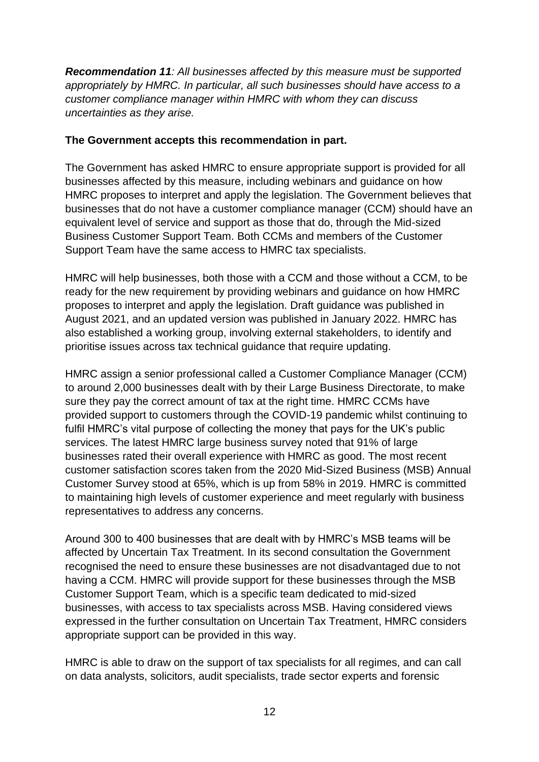***Recommendation 11****: All businesses affected by this measure must be supported appropriately by HMRC. In particular, all such businesses should have access to a customer compliance manager within HMRC with whom they can discuss uncertainties as they arise.*

**The Government accepts this recommendation in part.**

The Government has asked HMRC to ensure appropriate support is provided for all businesses affected by this measure, including webinars and guidance on how HMRC proposes to interpret and apply the legislation. The Government believes that businesses that do not have a customer compliance manager (CCM) should have an equivalent level of service and support as those that do, through the Mid-sized Business Customer Support Team. Both CCMs and members of the Customer Support Team have the same access to HMRC tax specialists.

HMRC will help businesses, both those with a CCM and those without a CCM, to be ready for the new requirement by providing webinars and guidance on how HMRC proposes to interpret and apply the legislation. Draft guidance was published in August 2021, and an updated version was published in January 2022. HMRC has also established a working group, involving external stakeholders, to identify and prioritise issues across tax technical guidance that require updating.

HMRC assign a senior professional called a Customer Compliance Manager (CCM) to around 2,000 businesses dealt with by their Large Business Directorate, to make sure they pay the correct amount of tax at the right time. HMRC CCMs have provided support to customers through the COVID-19 pandemic whilst continuing to fulfil HMRC's vital purpose of collecting the money that pays for the UK's public services. The latest HMRC large business survey noted that 91% of large businesses rated their overall experience with HMRC as good. The most recent customer satisfaction scores taken from the 2020 Mid-Sized Business (MSB) Annual Customer Survey stood at 65%, which is up from 58% in 2019. HMRC is committed to maintaining high levels of customer experience and meet regularly with business representatives to address any concerns.

Around 300 to 400 businesses that are dealt with by HMRC's MSB teams will be affected by Uncertain Tax Treatment. In its second consultation the Government recognised the need to ensure these businesses are not disadvantaged due to not having a CCM. HMRC will provide support for these businesses through the MSB Customer Support Team, which is a specific team dedicated to mid-sized businesses, with access to tax specialists across MSB. Having considered views expressed in the further consultation on Uncertain Tax Treatment, HMRC considers appropriate support can be provided in this way.

HMRC is able to draw on the support of tax specialists for all regimes, and can call on data analysts, solicitors, audit specialists, trade sector experts and forensic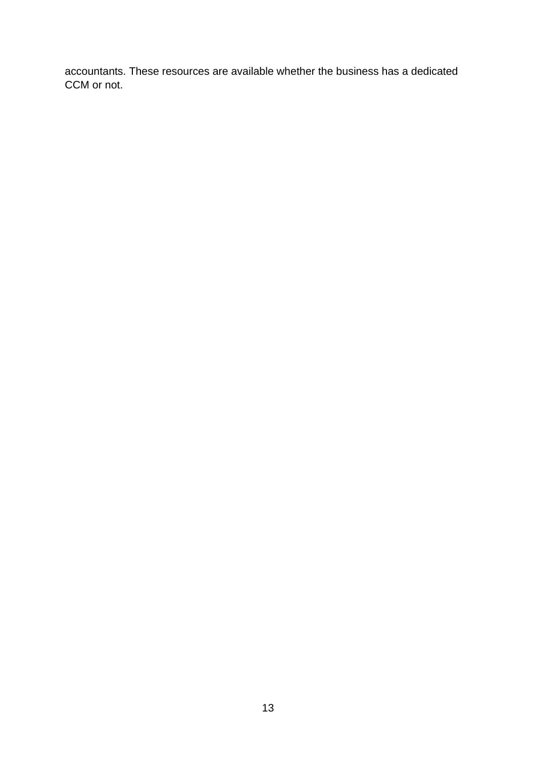accountants. These resources are available whether the business has a dedicated CCM or not.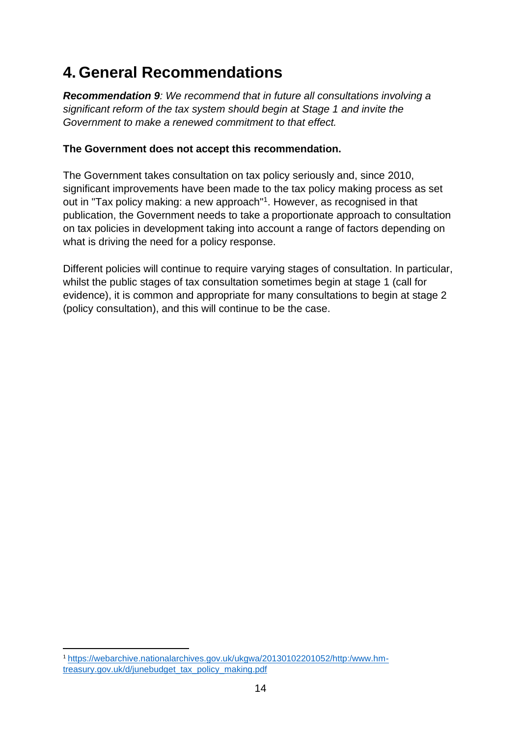# 4. General Recommendations

***Recommendation 9****: We recommend that in future all consultations involving a significant reform of the tax system should begin at Stage 1 and invite the Government to make a renewed commitment to that effect.*

**The Government does not accept this recommendation.**

The Government takes consultation on tax policy seriously and, since 2010, significant improvements have been made to the tax policy making process as set out in "Tax policy making: a new approach"[1]. However, as recognised in that publication, the Government needs to take a proportionate approach to consultation on tax policies in development taking into account a range of factors depending on what is driving the need for a policy response.

Different policies will continue to require varying stages of consultation. In particular, whilst the public stages of tax consultation sometimes begin at stage 1 (call for evidence), it is common and appropriate for many consultations to begin at stage 2 (policy consultation), and this will continue to be the case.

---

[1] https://webarchive.nationalarchives.gov.uk/ukgwa/20130102201052/http:/www.hm-treasury.gov.uk/d/junebudget_tax_policy_making.pdf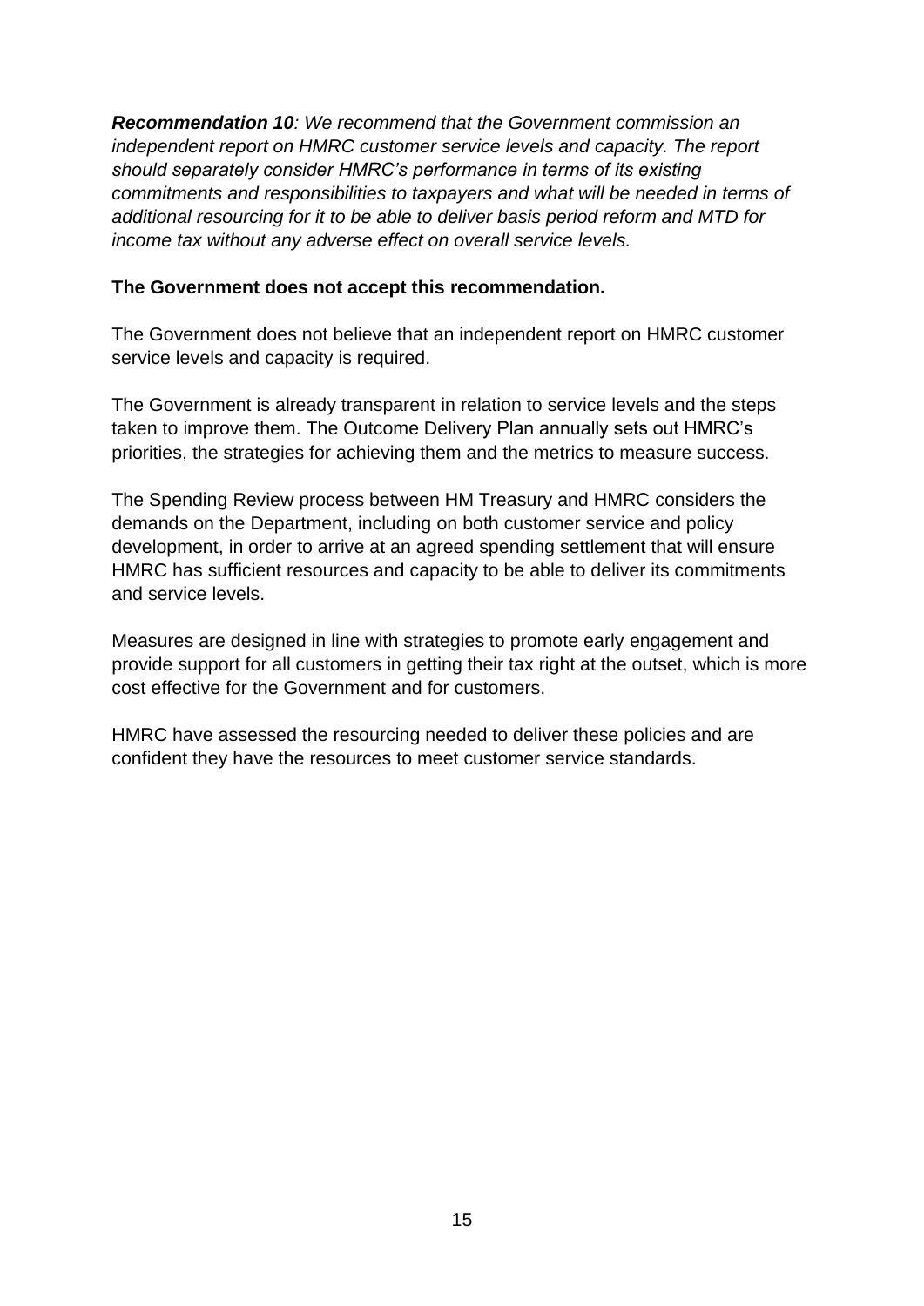***Recommendation 10****: We recommend that the Government commission an independent report on HMRC customer service levels and capacity. The report should separately consider HMRC's performance in terms of its existing commitments and responsibilities to taxpayers and what will be needed in terms of additional resourcing for it to be able to deliver basis period reform and MTD for income tax without any adverse effect on overall service levels.*

**The Government does not accept this recommendation.**

The Government does not believe that an independent report on HMRC customer service levels and capacity is required.

The Government is already transparent in relation to service levels and the steps taken to improve them. The Outcome Delivery Plan annually sets out HMRC's priorities, the strategies for achieving them and the metrics to measure success.

The Spending Review process between HM Treasury and HMRC considers the demands on the Department, including on both customer service and policy development, in order to arrive at an agreed spending settlement that will ensure HMRC has sufficient resources and capacity to be able to deliver its commitments and service levels.

Measures are designed in line with strategies to promote early engagement and provide support for all customers in getting their tax right at the outset, which is more cost effective for the Government and for customers.

HMRC have assessed the resourcing needed to deliver these policies and are confident they have the resources to meet customer service standards.